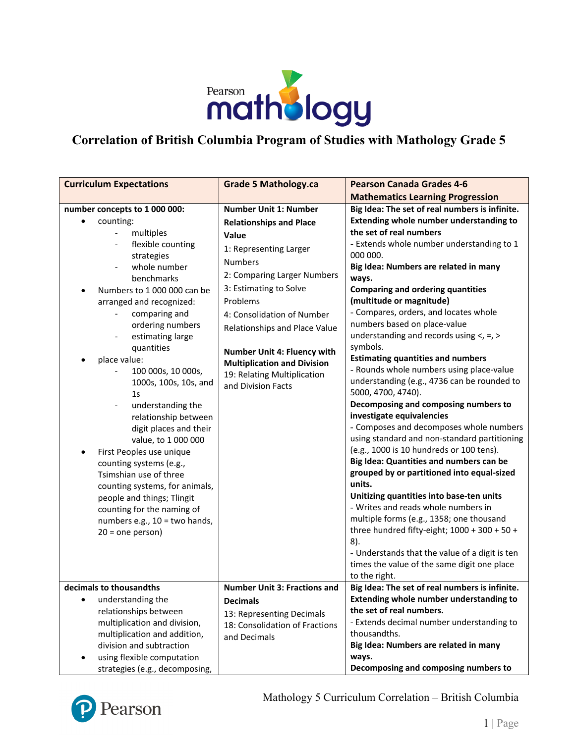# Correlation of British Columbia Program of Studies with Mathology Grade 5

| Curriculum Expectations | Grade 5 Mathology.ca | Pearson Canada Grades 4-6 Mathematics Learning Progression |
|---|---|---|
| **number concepts to 1 000 000:**<br>• counting:<br>- multiples<br>- flexible counting strategies<br>- whole number benchmarks<br>• Numbers to 1 000 000 can be arranged and recognized:<br>- comparing and ordering numbers<br>- estimating large quantities<br>• place value:<br>- 100 000s, 10 000s, 1000s, 100s, 10s, and 1s<br>- understanding the relationship between digit places and their value, to 1 000 000<br>• First Peoples use unique counting systems (e.g., Tsimshian use of three counting systems, for animals, people and things; Tlingit counting for the naming of numbers e.g., 10 = two hands, 20 = one person) | **Number Unit 1: Number Relationships and Place Value**<br>1: Representing Larger Numbers<br>2: Comparing Larger Numbers<br>3: Estimating to Solve Problems<br>4: Consolidation of Number Relationships and Place Value<br><br>**Number Unit 4: Fluency with Multiplication and Division**<br>19: Relating Multiplication and Division Facts | **Big Idea: The set of real numbers is infinite. Extending whole number understanding to the set of real numbers**<br>- Extends whole number understanding to 1 000 000.<br>**Big Idea: Numbers are related in many ways.**<br>**Comparing and ordering quantities (multitude or magnitude)**<br>- Compares, orders, and locates whole numbers based on place-value understanding and records using <, =, > symbols.<br>**Estimating quantities and numbers**<br>- Rounds whole numbers using place-value understanding (e.g., 4736 can be rounded to 5000, 4700, 4740).<br>**Decomposing and composing numbers to investigate equivalencies**<br>- Composes and decomposes whole numbers using standard and non-standard partitioning (e.g., 1000 is 10 hundreds or 100 tens).<br>**Big Idea: Quantities and numbers can be grouped by or partitioned into equal-sized units.**<br>**Unitizing quantities into base-ten units**<br>- Writes and reads whole numbers in multiple forms (e.g., 1358; one thousand three hundred fifty-eight; 1000 + 300 + 50 + 8).<br>- Understands that the value of a digit is ten times the value of the same digit one place to the right. |
| **decimals to thousandths**<br>• understanding the relationships between multiplication and division, multiplication and addition, division and subtraction<br>• using flexible computation strategies (e.g., decomposing, | **Number Unit 3: Fractions and Decimals**<br>13: Representing Decimals<br>18: Consolidation of Fractions and Decimals | **Big Idea: The set of real numbers is infinite. Extending whole number understanding to the set of real numbers.**<br>- Extends decimal number understanding to thousandths.<br>**Big Idea: Numbers are related in many ways.**<br>**Decomposing and composing numbers to** |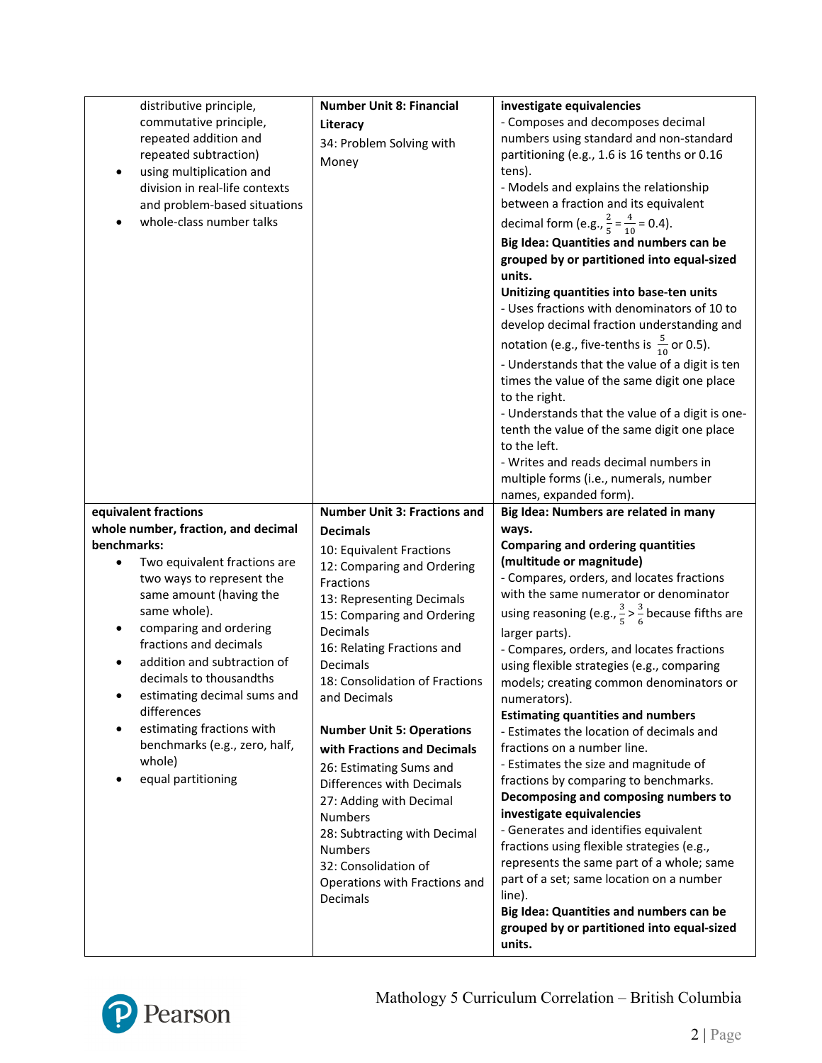| | | |
|---|---|---|
| distributive principle, commutative principle, repeated addition and repeated subtraction)<br>• using multiplication and division in real-life contexts and problem-based situations<br>• whole-class number talks | **Number Unit 8: Financial Literacy**<br>34: Problem Solving with Money | **investigate equivalencies**<br>- Composes and decomposes decimal numbers using standard and non-standard partitioning (e.g., 1.6 is 16 tenths or 0.16 tens).<br>- Models and explains the relationship between a fraction and its equivalent decimal form (e.g., $\frac{2}{5} = \frac{4}{10} = 0.4$).<br>**Big Idea: Quantities and numbers can be grouped by or partitioned into equal-sized units.**<br>**Unitizing quantities into base-ten units**<br>- Uses fractions with denominators of 10 to develop decimal fraction understanding and notation (e.g., five-tenths is $\frac{5}{10}$ or 0.5).<br>- Understands that the value of a digit is ten times the value of the same digit one place to the right.<br>- Understands that the value of a digit is one-tenth the value of the same digit one place to the left.<br>- Writes and reads decimal numbers in multiple forms (i.e., numerals, number names, expanded form). |
| **equivalent fractions**<br>**whole number, fraction, and decimal benchmarks:**<br>• Two equivalent fractions are two ways to represent the same amount (having the same whole).<br>• comparing and ordering fractions and decimals<br>• addition and subtraction of decimals to thousandths<br>• estimating decimal sums and differences<br>• estimating fractions with benchmarks (e.g., zero, half, whole)<br>• equal partitioning | **Number Unit 3: Fractions and Decimals**<br>10: Equivalent Fractions<br>12: Comparing and Ordering Fractions<br>13: Representing Decimals<br>15: Comparing and Ordering Decimals<br>16: Relating Fractions and Decimals<br>18: Consolidation of Fractions and Decimals<br><br>**Number Unit 5: Operations with Fractions and Decimals**<br>26: Estimating Sums and Differences with Decimals<br>27: Adding with Decimal Numbers<br>28: Subtracting with Decimal Numbers<br>32: Consolidation of Operations with Fractions and Decimals | **Big Idea: Numbers are related in many ways.**<br>**Comparing and ordering quantities (multitude or magnitude)**<br>- Compares, orders, and locates fractions with the same numerator or denominator using reasoning (e.g., $\frac{3}{5} > \frac{3}{6}$ because fifths are larger parts).<br>- Compares, orders, and locates fractions using flexible strategies (e.g., comparing models; creating common denominators or numerators).<br>**Estimating quantities and numbers**<br>- Estimates the location of decimals and fractions on a number line.<br>- Estimates the size and magnitude of fractions by comparing to benchmarks.<br>**Decomposing and composing numbers to investigate equivalencies**<br>- Generates and identifies equivalent fractions using flexible strategies (e.g., represents the same part of a whole; same part of a set; same location on a number line).<br>**Big Idea: Quantities and numbers can be grouped by or partitioned into equal-sized units.** |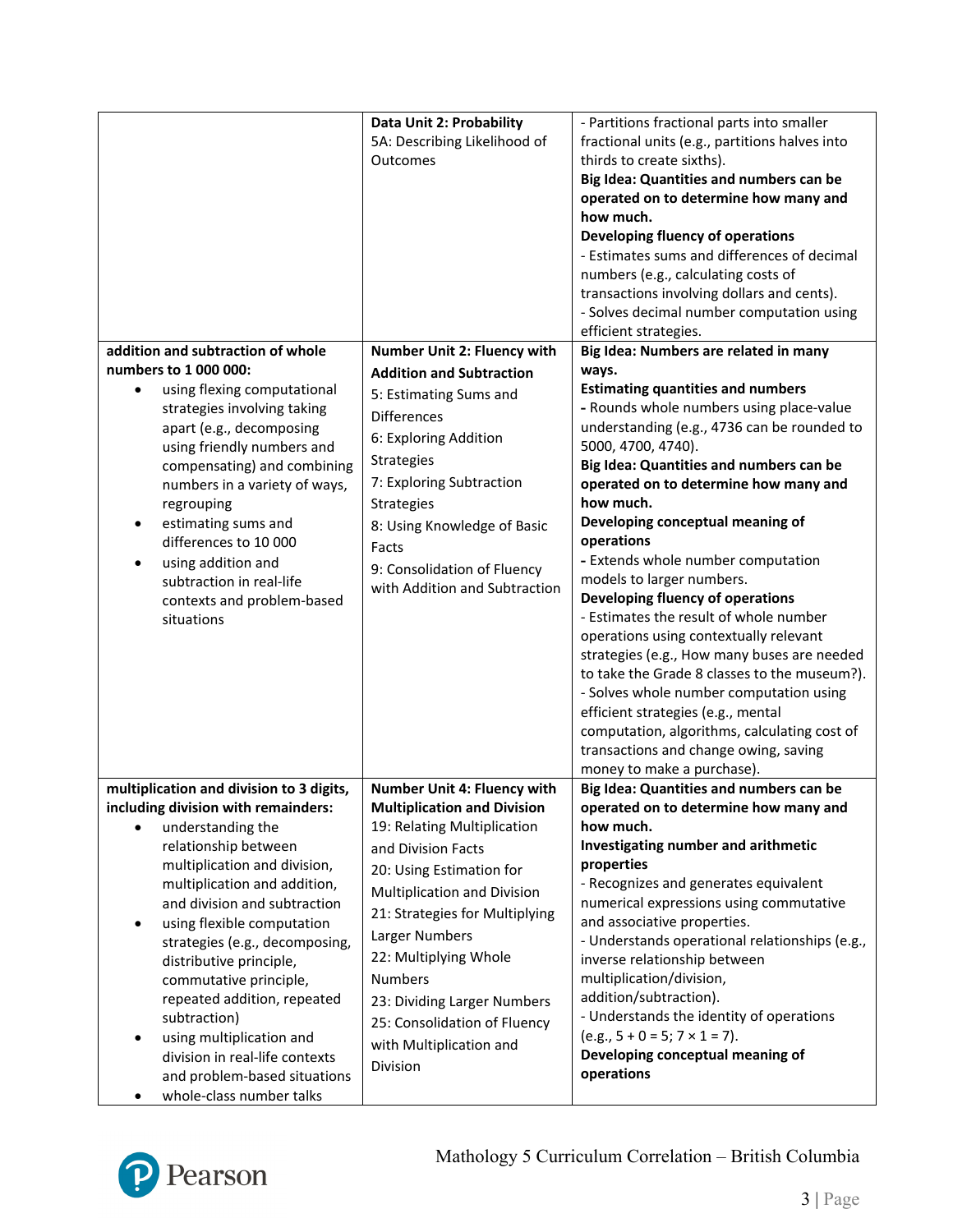| | | |
|---|---|---|
| | **Data Unit 2: Probability**<br>5A: Describing Likelihood of Outcomes | - Partitions fractional parts into smaller fractional units (e.g., partitions halves into thirds to create sixths).<br>**Big Idea: Quantities and numbers can be operated on to determine how many and how much.**<br>**Developing fluency of operations**<br>- Estimates sums and differences of decimal numbers (e.g., calculating costs of transactions involving dollars and cents).<br>- Solves decimal number computation using efficient strategies. |
| **addition and subtraction of whole numbers to 1 000 000:**<br>• using flexing computational strategies involving taking apart (e.g., decomposing using friendly numbers and compensating) and combining numbers in a variety of ways, regrouping<br>• estimating sums and differences to 10 000<br>• using addition and subtraction in real-life contexts and problem-based situations | **Number Unit 2: Fluency with Addition and Subtraction**<br>5: Estimating Sums and Differences<br>6: Exploring Addition Strategies<br>7: Exploring Subtraction Strategies<br>8: Using Knowledge of Basic Facts<br>9: Consolidation of Fluency with Addition and Subtraction | **Big Idea: Numbers are related in many ways.**<br>**Estimating quantities and numbers**<br>- Rounds whole numbers using place-value understanding (e.g., 4736 can be rounded to 5000, 4700, 4740).<br>**Big Idea: Quantities and numbers can be operated on to determine how many and how much.**<br>**Developing conceptual meaning of operations**<br>- Extends whole number computation models to larger numbers.<br>**Developing fluency of operations**<br>- Estimates the result of whole number operations using contextually relevant strategies (e.g., How many buses are needed to take the Grade 8 classes to the museum?).<br>- Solves whole number computation using efficient strategies (e.g., mental computation, algorithms, calculating cost of transactions and change owing, saving money to make a purchase). |
| **multiplication and division to 3 digits, including division with remainders:**<br>• understanding the relationship between multiplication and division, multiplication and addition, and division and subtraction<br>• using flexible computation strategies (e.g., decomposing, distributive principle, commutative principle, repeated addition, repeated subtraction)<br>• using multiplication and division in real-life contexts and problem-based situations<br>• whole-class number talks | **Number Unit 4: Fluency with Multiplication and Division**<br>19: Relating Multiplication and Division Facts<br>20: Using Estimation for Multiplication and Division<br>21: Strategies for Multiplying Larger Numbers<br>22: Multiplying Whole Numbers<br>23: Dividing Larger Numbers<br>25: Consolidation of Fluency with Multiplication and Division | **Big Idea: Quantities and numbers can be operated on to determine how many and how much.**<br>**Investigating number and arithmetic properties**<br>- Recognizes and generates equivalent numerical expressions using commutative and associative properties.<br>- Understands operational relationships (e.g., inverse relationship between multiplication/division, addition/subtraction).<br>- Understands the identity of operations (e.g., $5 + 0 = 5$; $7 \times 1 = 7$).<br>**Developing conceptual meaning of operations** |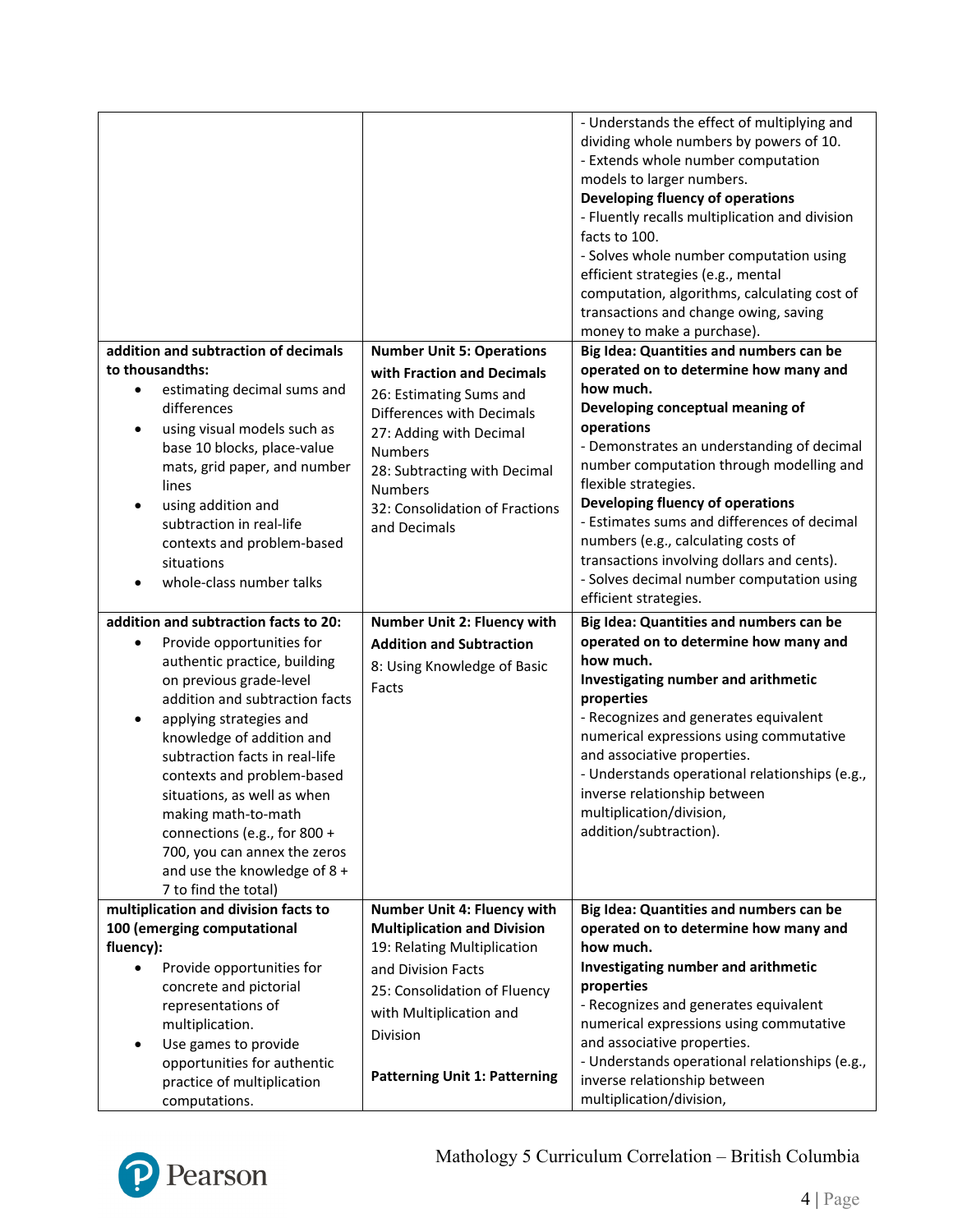| | | |
|---|---|---|
| | | - Understands the effect of multiplying and dividing whole numbers by powers of 10.<br>- Extends whole number computation models to larger numbers.<br>**Developing fluency of operations**<br>- Fluently recalls multiplication and division facts to 100.<br>- Solves whole number computation using efficient strategies (e.g., mental computation, algorithms, calculating cost of transactions and change owing, saving money to make a purchase). |
| **addition and subtraction of decimals to thousandths:**<br>• estimating decimal sums and differences<br>• using visual models such as base 10 blocks, place-value mats, grid paper, and number lines<br>• using addition and subtraction in real-life contexts and problem-based situations<br>• whole-class number talks | **Number Unit 5: Operations with Fraction and Decimals**<br>26: Estimating Sums and Differences with Decimals<br>27: Adding with Decimal Numbers<br>28: Subtracting with Decimal Numbers<br>32: Consolidation of Fractions and Decimals | **Big Idea: Quantities and numbers can be operated on to determine how many and how much.**<br>**Developing conceptual meaning of operations**<br>- Demonstrates an understanding of decimal number computation through modelling and flexible strategies.<br>**Developing fluency of operations**<br>- Estimates sums and differences of decimal numbers (e.g., calculating costs of transactions involving dollars and cents).<br>- Solves decimal number computation using efficient strategies. |
| **addition and subtraction facts to 20:**<br>• Provide opportunities for authentic practice, building on previous grade-level addition and subtraction facts<br>• applying strategies and knowledge of addition and subtraction facts in real-life contexts and problem-based situations, as well as when making math-to-math connections (e.g., for 800 + 700, you can annex the zeros and use the knowledge of 8 + 7 to find the total) | **Number Unit 2: Fluency with Addition and Subtraction**<br>8: Using Knowledge of Basic Facts | **Big Idea: Quantities and numbers can be operated on to determine how many and how much.**<br>**Investigating number and arithmetic properties**<br>- Recognizes and generates equivalent numerical expressions using commutative and associative properties.<br>- Understands operational relationships (e.g., inverse relationship between multiplication/division, addition/subtraction). |
| **multiplication and division facts to 100 (emerging computational fluency):**<br>• Provide opportunities for concrete and pictorial representations of multiplication.<br>• Use games to provide opportunities for authentic practice of multiplication computations. | **Number Unit 4: Fluency with Multiplication and Division**<br>19: Relating Multiplication and Division Facts<br>25: Consolidation of Fluency with Multiplication and Division<br><br>**Patterning Unit 1: Patterning** | **Big Idea: Quantities and numbers can be operated on to determine how many and how much.**<br>**Investigating number and arithmetic properties**<br>- Recognizes and generates equivalent numerical expressions using commutative and associative properties.<br>- Understands operational relationships (e.g., inverse relationship between multiplication/division, |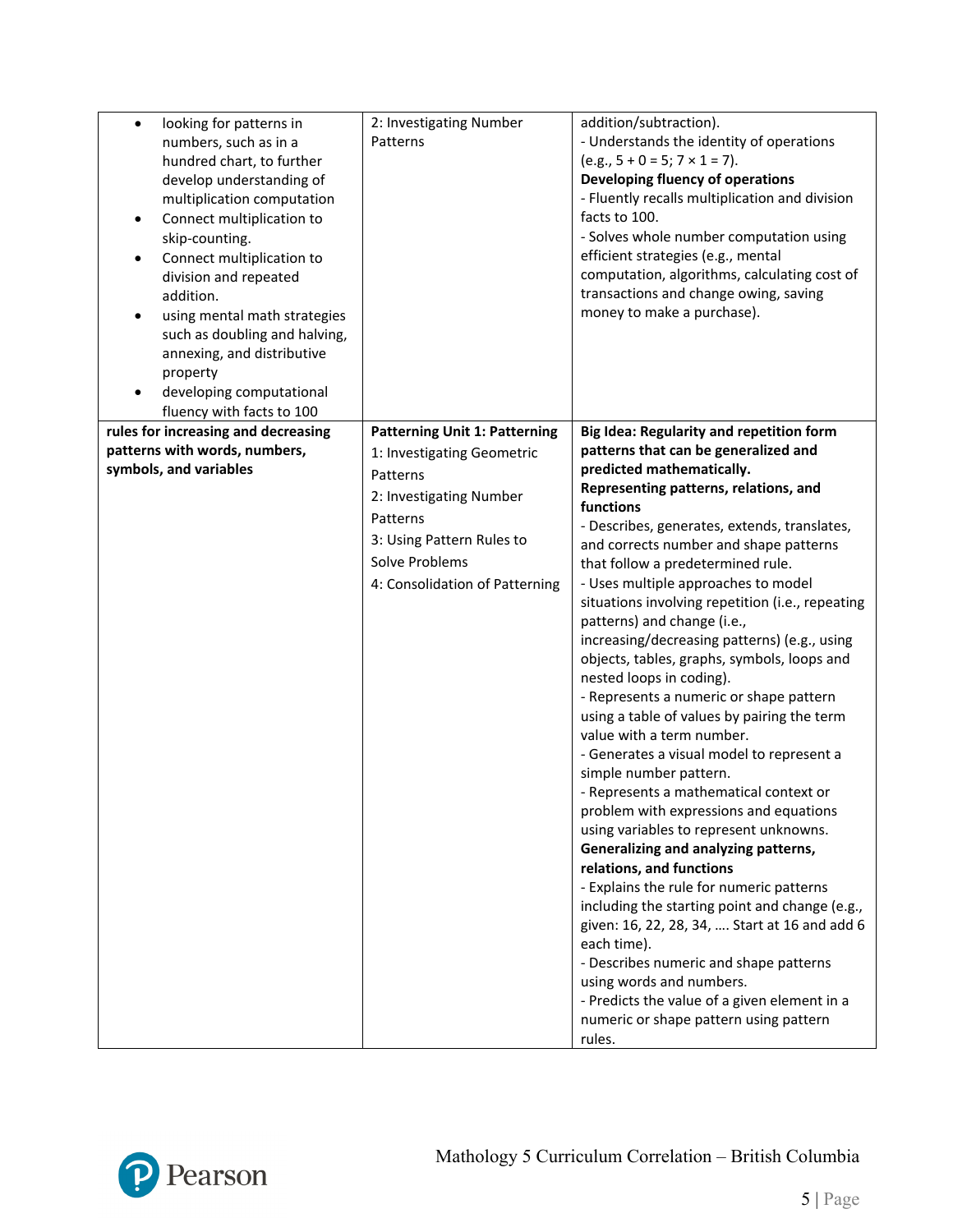| | | |
|---|---|---|
| • looking for patterns in numbers, such as in a hundred chart, to further develop understanding of multiplication computation<br>• Connect multiplication to skip-counting.<br>• Connect multiplication to division and repeated addition.<br>• using mental math strategies such as doubling and halving, annexing, and distributive property<br>• developing computational fluency with facts to 100 | 2: Investigating Number Patterns | addition/subtraction).<br>- Understands the identity of operations (e.g., 5 + 0 = 5; 7 × 1 = 7).<br>**Developing fluency of operations**<br>- Fluently recalls multiplication and division facts to 100.<br>- Solves whole number computation using efficient strategies (e.g., mental computation, algorithms, calculating cost of transactions and change owing, saving money to make a purchase). |
| **rules for increasing and decreasing patterns with words, numbers, symbols, and variables** | **Patterning Unit 1: Patterning**<br>1: Investigating Geometric Patterns<br>2: Investigating Number Patterns<br>3: Using Pattern Rules to Solve Problems<br>4: Consolidation of Patterning | **Big Idea: Regularity and repetition form patterns that can be generalized and predicted mathematically.**<br>**Representing patterns, relations, and functions**<br>- Describes, generates, extends, translates, and corrects number and shape patterns that follow a predetermined rule.<br>- Uses multiple approaches to model situations involving repetition (i.e., repeating patterns) and change (i.e., increasing/decreasing patterns) (e.g., using objects, tables, graphs, symbols, loops and nested loops in coding).<br>- Represents a numeric or shape pattern using a table of values by pairing the term value with a term number.<br>- Generates a visual model to represent a simple number pattern.<br>- Represents a mathematical context or problem with expressions and equations using variables to represent unknowns.<br>**Generalizing and analyzing patterns, relations, and functions**<br>- Explains the rule for numeric patterns including the starting point and change (e.g., given: 16, 22, 28, 34, …. Start at 16 and add 6 each time).<br>- Describes numeric and shape patterns using words and numbers.<br>- Predicts the value of a given element in a numeric or shape pattern using pattern rules. |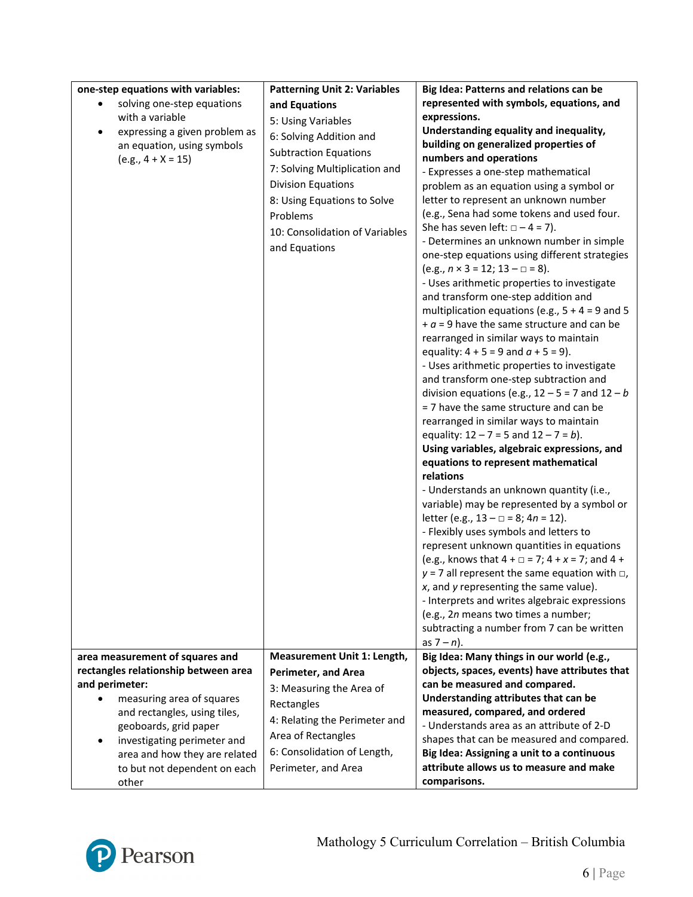| | | |
|---|---|---|
| **one-step equations with variables:**<br>• solving one-step equations with a variable<br>• expressing a given problem as an equation, using symbols (e.g., 4 + X = 15) | **Patterning Unit 2: Variables and Equations**<br>5: Using Variables<br>6: Solving Addition and Subtraction Equations<br>7: Solving Multiplication and Division Equations<br>8: Using Equations to Solve Problems<br>10: Consolidation of Variables and Equations | **Big Idea: Patterns and relations can be represented with symbols, equations, and expressions.**<br>**Understanding equality and inequality, building on generalized properties of numbers and operations**<br>- Expresses a one-step mathematical problem as an equation using a symbol or letter to represent an unknown number (e.g., Sena had some tokens and used four. She has seven left: □ – 4 = 7).<br>- Determines an unknown number in simple one-step equations using different strategies (e.g., $n \times 3 = 12$; 13 – □ = 8).<br>- Uses arithmetic properties to investigate and transform one-step addition and multiplication equations (e.g., 5 + 4 = 9 and 5 + $a$ = 9 have the same structure and can be rearranged in similar ways to maintain equality: 4 + 5 = 9 and $a$ + 5 = 9).<br>- Uses arithmetic properties to investigate and transform one-step subtraction and division equations (e.g., 12 – 5 = 7 and 12 – $b$ = 7 have the same structure and can be rearranged in similar ways to maintain equality: 12 – 7 = 5 and 12 – 7 = $b$).<br>**Using variables, algebraic expressions, and equations to represent mathematical relations**<br>- Understands an unknown quantity (i.e., variable) may be represented by a symbol or letter (e.g., 13 – □ = 8; $4n = 12$).<br>- Flexibly uses symbols and letters to represent unknown quantities in equations (e.g., knows that 4 + □ = 7; 4 + $x$ = 7; and 4 + $y$ = 7 all represent the same equation with □, $x$, and $y$ representing the same value).<br>- Interprets and writes algebraic expressions (e.g., $2n$ means two times a number; subtracting a number from 7 can be written as $7 - n$). |
| **area measurement of squares and rectangles relationship between area and perimeter:**<br>• measuring area of squares and rectangles, using tiles, geoboards, grid paper<br>• investigating perimeter and area and how they are related to but not dependent on each other | **Measurement Unit 1: Length, Perimeter, and Area**<br>3: Measuring the Area of Rectangles<br>4: Relating the Perimeter and Area of Rectangles<br>6: Consolidation of Length, Perimeter, and Area | **Big Idea: Many things in our world (e.g., objects, spaces, events) have attributes that can be measured and compared.**<br>**Understanding attributes that can be measured, compared, and ordered**<br>- Understands area as an attribute of 2-D shapes that can be measured and compared.<br>**Big Idea: Assigning a unit to a continuous attribute allows us to measure and make comparisons.** |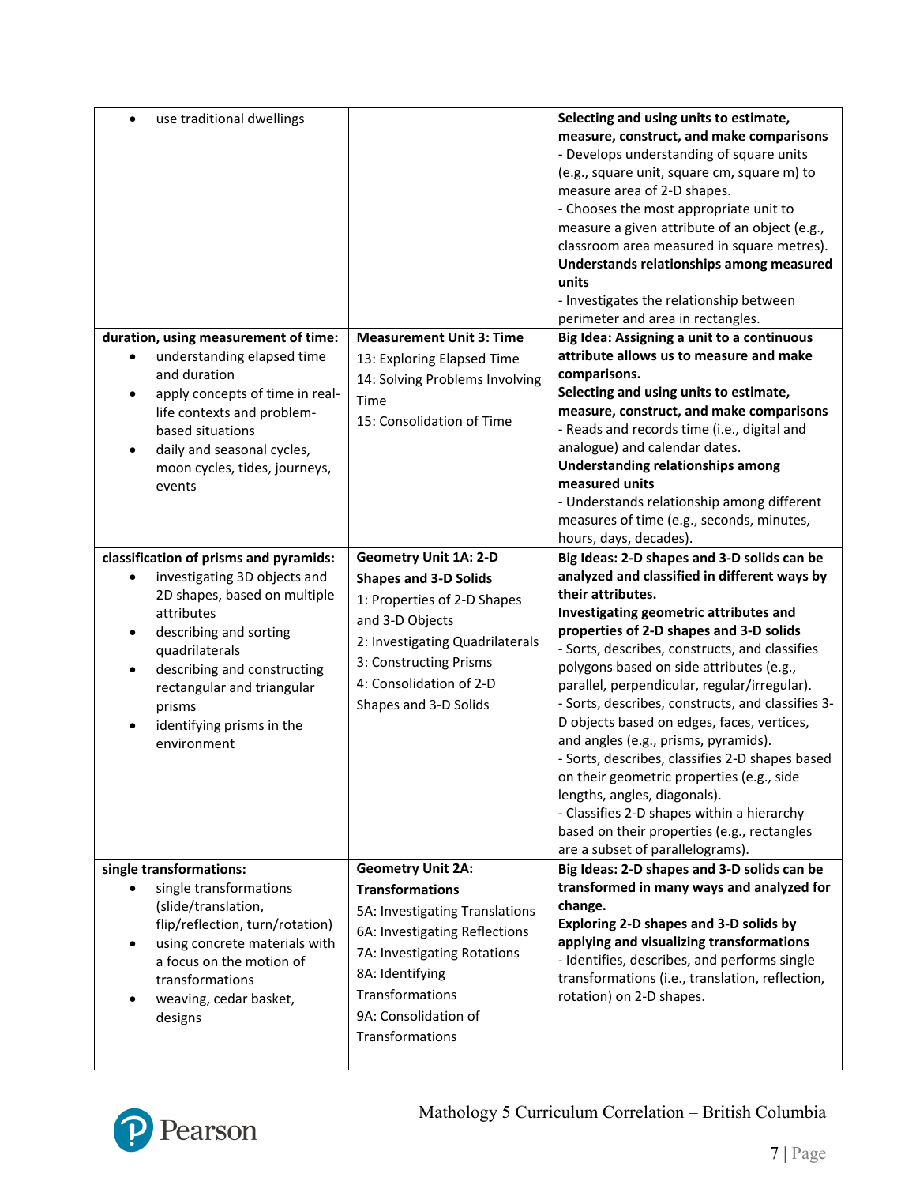| | | |
|---|---|---|
| • use traditional dwellings | | **Selecting and using units to estimate, measure, construct, and make comparisons**<br>- Develops understanding of square units (e.g., square unit, square cm, square m) to measure area of 2-D shapes.<br>- Chooses the most appropriate unit to measure a given attribute of an object (e.g., classroom area measured in square metres).<br>**Understands relationships among measured units**<br>- Investigates the relationship between perimeter and area in rectangles. |
| **duration, using measurement of time:**<br>• understanding elapsed time and duration<br>• apply concepts of time in real-life contexts and problem-based situations<br>• daily and seasonal cycles, moon cycles, tides, journeys, events | **Measurement Unit 3: Time**<br>13: Exploring Elapsed Time<br>14: Solving Problems Involving Time<br>15: Consolidation of Time | **Big Idea: Assigning a unit to a continuous attribute allows us to measure and make comparisons.**<br>**Selecting and using units to estimate, measure, construct, and make comparisons**<br>- Reads and records time (i.e., digital and analogue) and calendar dates.<br>**Understanding relationships among measured units**<br>- Understands relationship among different measures of time (e.g., seconds, minutes, hours, days, decades). |
| **classification of prisms and pyramids:**<br>• investigating 3D objects and 2D shapes, based on multiple attributes<br>• describing and sorting quadrilaterals<br>• describing and constructing rectangular and triangular prisms<br>• identifying prisms in the environment | **Geometry Unit 1A: 2-D Shapes and 3-D Solids**<br>1: Properties of 2-D Shapes and 3-D Objects<br>2: Investigating Quadrilaterals<br>3: Constructing Prisms<br>4: Consolidation of 2-D Shapes and 3-D Solids | **Big Idea: 2-D shapes and 3-D solids can be analyzed and classified in different ways by their attributes.**<br>**Investigating geometric attributes and properties of 2-D shapes and 3-D solids**<br>- Sorts, describes, constructs, and classifies polygons based on side attributes (e.g., parallel, perpendicular, regular/irregular).<br>- Sorts, describes, constructs, and classifies 3-D objects based on edges, faces, vertices, and angles (e.g., prisms, pyramids).<br>- Sorts, describes, classifies 2-D shapes based on their geometric properties (e.g., side lengths, angles, diagonals).<br>- Classifies 2-D shapes within a hierarchy based on their properties (e.g., rectangles are a subset of parallelograms). |
| **single transformations:**<br>• single transformations (slide/translation, flip/reflection, turn/rotation)<br>• using concrete materials with a focus on the motion of transformations<br>• weaving, cedar basket, designs | **Geometry Unit 2A: Transformations**<br>5A: Investigating Translations<br>6A: Investigating Reflections<br>7A: Investigating Rotations<br>8A: Identifying Transformations<br>9A: Consolidation of Transformations | **Big Ideas: 2-D shapes and 3-D solids can be transformed in many ways and analyzed for change.**<br>**Exploring 2-D shapes and 3-D solids by applying and visualizing transformations**<br>- Identifies, describes, and performs single transformations (i.e., translation, reflection, rotation) on 2-D shapes. |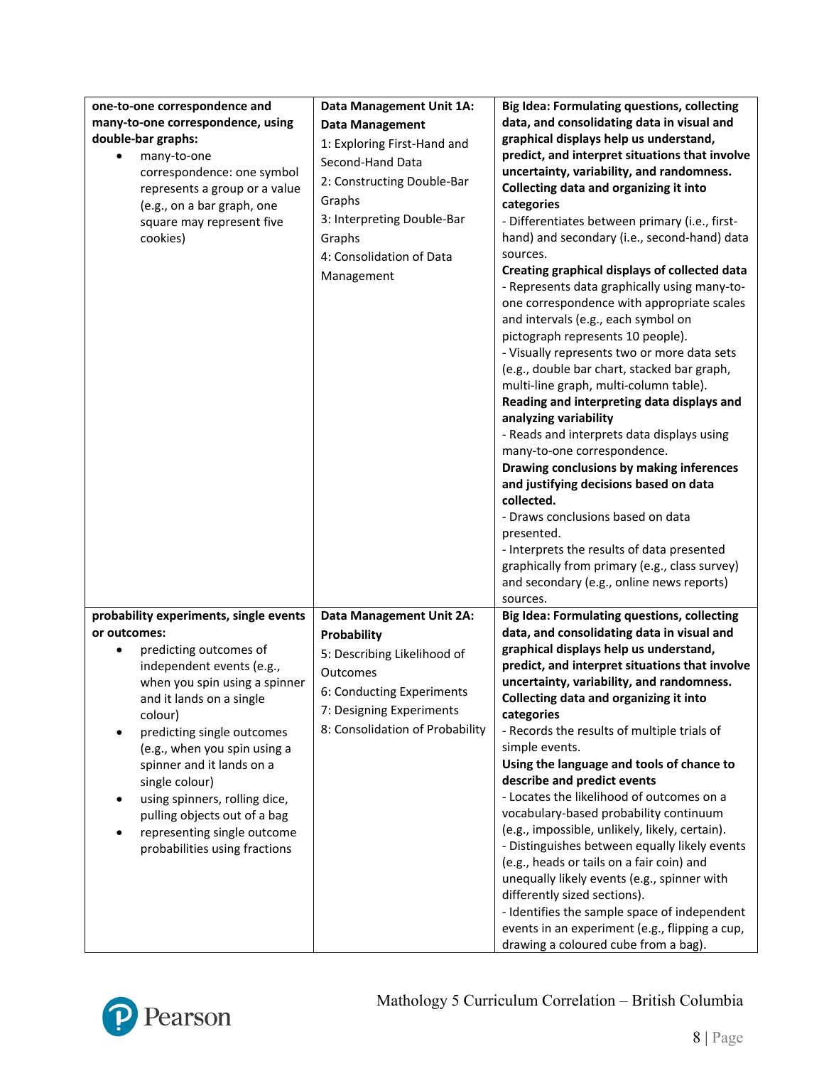| | | |
|---|---|---|
| **one-to-one correspondence and many-to-one correspondence, using double-bar graphs:**<br>• many-to-one correspondence: one symbol represents a group or a value (e.g., on a bar graph, one square may represent five cookies) | **Data Management Unit 1A: Data Management**<br>1: Exploring First-Hand and Second-Hand Data<br>2: Constructing Double-Bar Graphs<br>3: Interpreting Double-Bar Graphs<br>4: Consolidation of Data Management | **Big Idea: Formulating questions, collecting data, and consolidating data in visual and graphical displays help us understand, predict, and interpret situations that involve uncertainty, variability, and randomness.**<br>**Collecting data and organizing it into categories**<br>- Differentiates between primary (i.e., first-hand) and secondary (i.e., second-hand) data sources.<br>**Creating graphical displays of collected data**<br>- Represents data graphically using many-to-one correspondence with appropriate scales and intervals (e.g., each symbol on pictograph represents 10 people).<br>- Visually represents two or more data sets (e.g., double bar chart, stacked bar graph, multi-line graph, multi-column table).<br>**Reading and interpreting data displays and analyzing variability**<br>- Reads and interprets data displays using many-to-one correspondence.<br>**Drawing conclusions by making inferences and justifying decisions based on data collected.**<br>- Draws conclusions based on data presented.<br>- Interprets the results of data presented graphically from primary (e.g., class survey) and secondary (e.g., online news reports) sources. |
| **probability experiments, single events or outcomes:**<br>• predicting outcomes of independent events (e.g., when you spin using a spinner and it lands on a single colour)<br>• predicting single outcomes (e.g., when you spin using a spinner and it lands on a single colour)<br>• using spinners, rolling dice, pulling objects out of a bag<br>• representing single outcome probabilities using fractions | **Data Management Unit 2A: Probability**<br>5: Describing Likelihood of Outcomes<br>6: Conducting Experiments<br>7: Designing Experiments<br>8: Consolidation of Probability | **Big Idea: Formulating questions, collecting data, and consolidating data in visual and graphical displays help us understand, predict, and interpret situations that involve uncertainty, variability, and randomness.**<br>**Collecting data and organizing it into categories**<br>- Records the results of multiple trials of simple events.<br>**Using the language and tools of chance to describe and predict events**<br>- Locates the likelihood of outcomes on a vocabulary-based probability continuum (e.g., impossible, unlikely, likely, certain).<br>- Distinguishes between equally likely events (e.g., heads or tails on a fair coin) and unequally likely events (e.g., spinner with differently sized sections).<br>- Identifies the sample space of independent events in an experiment (e.g., flipping a cup, drawing a coloured cube from a bag). |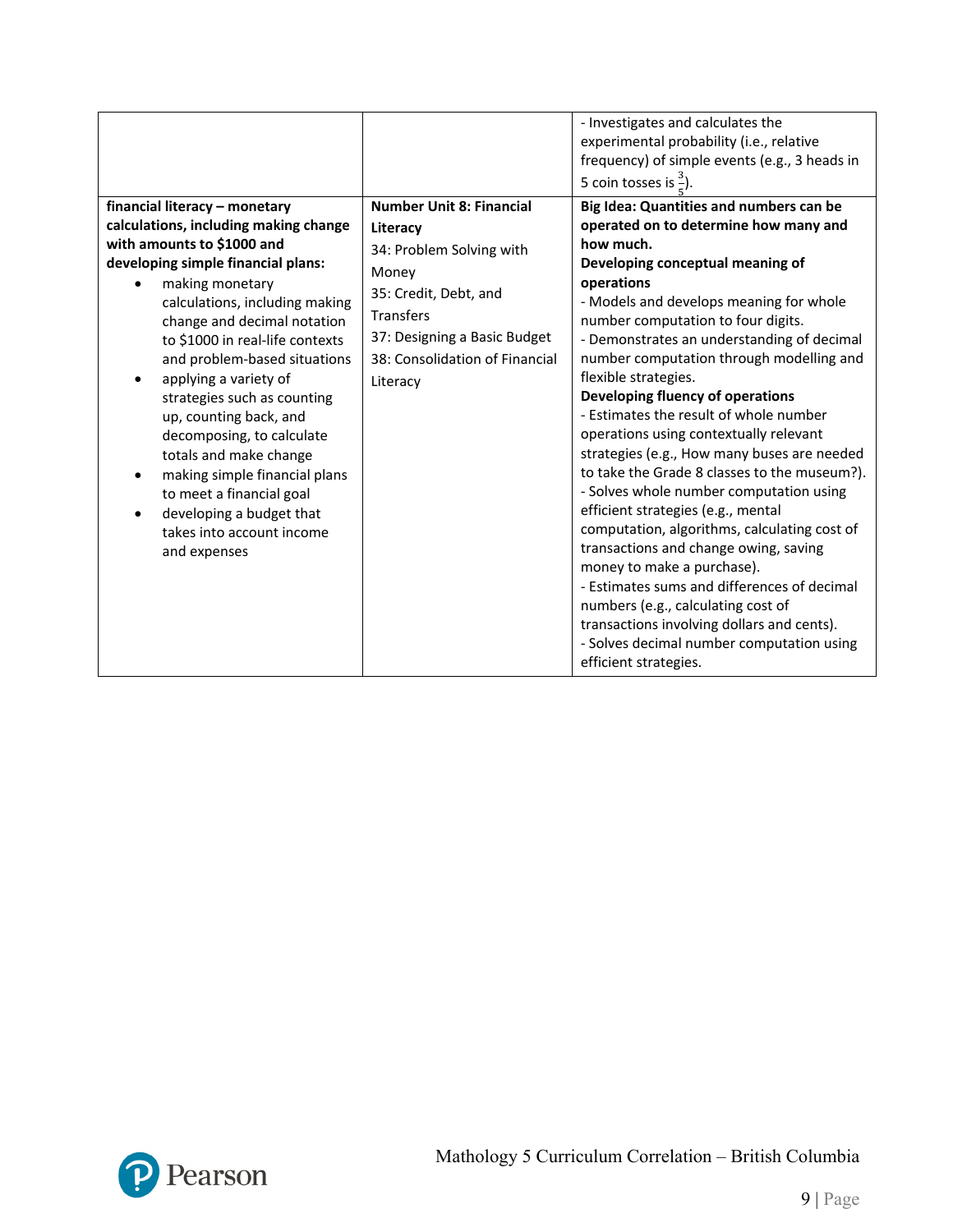| | | |
|---|---|---|
| | | - Investigates and calculates the experimental probability (i.e., relative frequency) of simple events (e.g., 3 heads in 5 coin tosses is $\frac{3}{5}$). |
| **financial literacy – monetary calculations, including making change with amounts to $1000 and developing simple financial plans:**<br>• making monetary calculations, including making change and decimal notation to $1000 in real-life contexts and problem-based situations<br>• applying a variety of strategies such as counting up, counting back, and decomposing, to calculate totals and make change<br>• making simple financial plans to meet a financial goal<br>• developing a budget that takes into account income and expenses | **Number Unit 8: Financial Literacy**<br>34: Problem Solving with Money<br>35: Credit, Debt, and Transfers<br>37: Designing a Basic Budget<br>38: Consolidation of Financial Literacy | **Big Idea: Quantities and numbers can be operated on to determine how many and how much.**<br>**Developing conceptual meaning of operations**<br>- Models and develops meaning for whole number computation to four digits.<br>- Demonstrates an understanding of decimal number computation through modelling and flexible strategies.<br>**Developing fluency of operations**<br>- Estimates the result of whole number operations using contextually relevant strategies (e.g., How many buses are needed to take the Grade 8 classes to the museum?).<br>- Solves whole number computation using efficient strategies (e.g., mental computation, algorithms, calculating cost of transactions and change owing, saving money to make a purchase).<br>- Estimates sums and differences of decimal numbers (e.g., calculating cost of transactions involving dollars and cents).<br>- Solves decimal number computation using efficient strategies. |